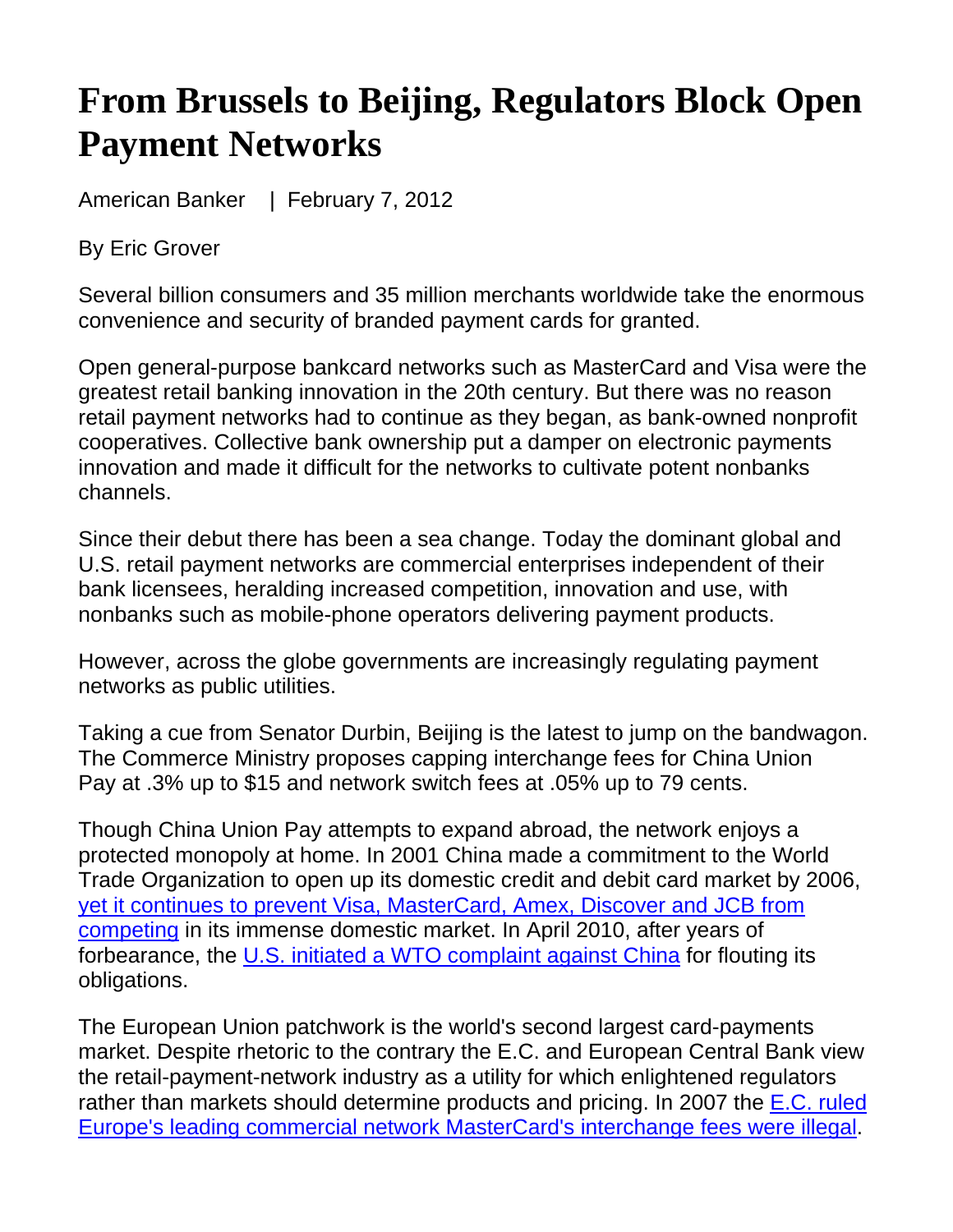# From Brussels to Beijing, Regulators Block Open Payment Networks

American Banker | February 7, 2012

By Eric Grover

Several billion consumers and 35 million merchants worldwide take the enormous convenience and security of branded payment cards for granted.

Open general-purpose bankcard networks such as MasterCard and Visa were the greatest retail banking innovation in the 20th century. But there was no reason retail payment networks had to continue as they began, as bank-owned nonprofit cooperatives. Collective bank ownership put a damper on electronic payments innovation and made it difficult for the networks to cultivate potent nonbanks channels.

Since their debut there has been a sea change. Today the dominant global and U.S. retail payment networks are commercial enterprises independent of their bank licensees, heralding increased competition, innovation and use, with nonbanks such as mobile-phone operators delivering payment products.

However, across the globe governments are increasingly regulating payment networks as public utilities.

Taking a cue from Senator Durbin, Beijing is the latest to jump on the bandwagon. The Commerce Ministry proposes capping interchange fees for China Union Pay at .3% up to $15 and network switch fees at .05% up to 79 cents.

Though China Union Pay attempts to expand abroad, the network enjoys a protected monopoly at home. In 2001 China made a commitment to the World Trade Organization to open up its domestic credit and debit card market by 2006, yet it continues to prevent Visa, MasterCard, Amex, Discover and JCB from competing in its immense domestic market. In April 2010, after years of forbearance, the U.S. initiated a WTO complaint against China for flouting its obligations.

The European Union patchwork is the world's second largest card-payments market. Despite rhetoric to the contrary the E.C. and European Central Bank view the retail-payment-network industry as a utility for which enlightened regulators rather than markets should determine products and pricing. In 2007 the E.C. ruled Europe's leading commercial network MasterCard's interchange fees were illegal.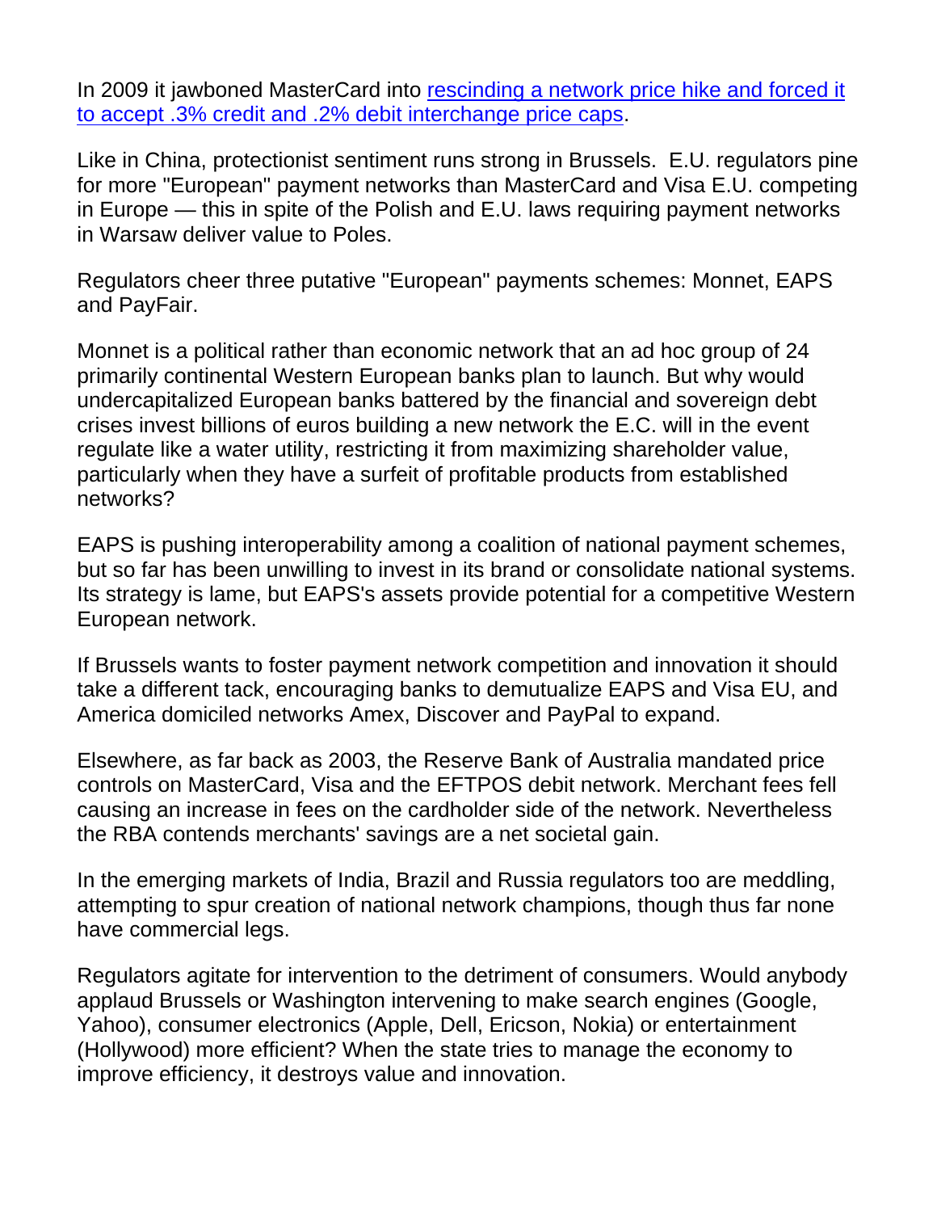In 2009 it jawboned MasterCard into rescinding a network price hike and forced it to accept .3% credit and .2% debit interchange price caps.

Like in China, protectionist sentiment runs strong in Brussels. E.U. regulators pine for more "European" payment networks than MasterCard and Visa E.U. competing in Europe — this in spite of the Polish and E.U. laws requiring payment networks in Warsaw deliver value to Poles.

Regulators cheer three putative "European" payments schemes: Monnet, EAPS and PayFair.

Monnet is a political rather than economic network that an ad hoc group of 24 primarily continental Western European banks plan to launch. But why would undercapitalized European banks battered by the financial and sovereign debt crises invest billions of euros building a new network the E.C. will in the event regulate like a water utility, restricting it from maximizing shareholder value, particularly when they have a surfeit of profitable products from established networks?

EAPS is pushing interoperability among a coalition of national payment schemes, but so far has been unwilling to invest in its brand or consolidate national systems. Its strategy is lame, but EAPS's assets provide potential for a competitive Western European network.

If Brussels wants to foster payment network competition and innovation it should take a different tack, encouraging banks to demutualize EAPS and Visa EU, and America domiciled networks Amex, Discover and PayPal to expand.

Elsewhere, as far back as 2003, the Reserve Bank of Australia mandated price controls on MasterCard, Visa and the EFTPOS debit network. Merchant fees fell causing an increase in fees on the cardholder side of the network. Nevertheless the RBA contends merchants' savings are a net societal gain.

In the emerging markets of India, Brazil and Russia regulators too are meddling, attempting to spur creation of national network champions, though thus far none have commercial legs.

Regulators agitate for intervention to the detriment of consumers. Would anybody applaud Brussels or Washington intervening to make search engines (Google, Yahoo), consumer electronics (Apple, Dell, Ericson, Nokia) or entertainment (Hollywood) more efficient? When the state tries to manage the economy to improve efficiency, it destroys value and innovation.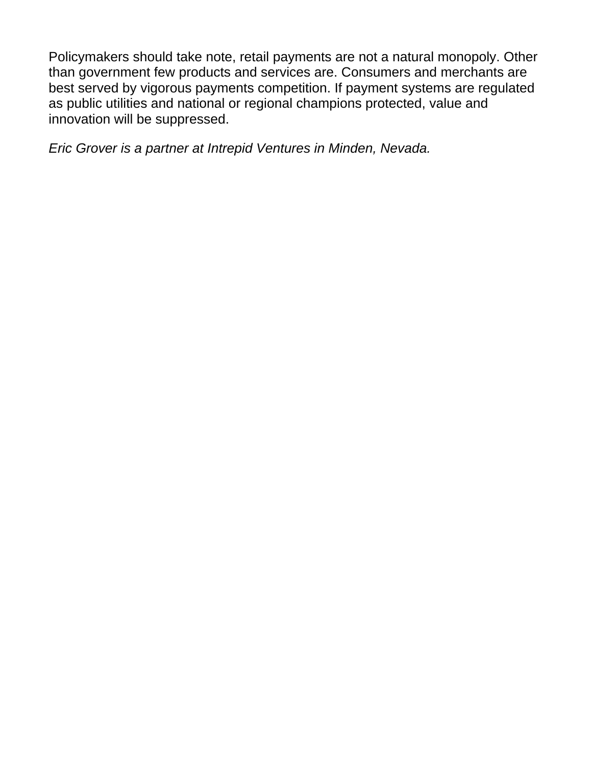Policymakers should take note, retail payments are not a natural monopoly. Other than government few products and services are. Consumers and merchants are best served by vigorous payments competition. If payment systems are regulated as public utilities and national or regional champions protected, value and innovation will be suppressed.

*Eric Grover is a partner at Intrepid Ventures in Minden, Nevada.*